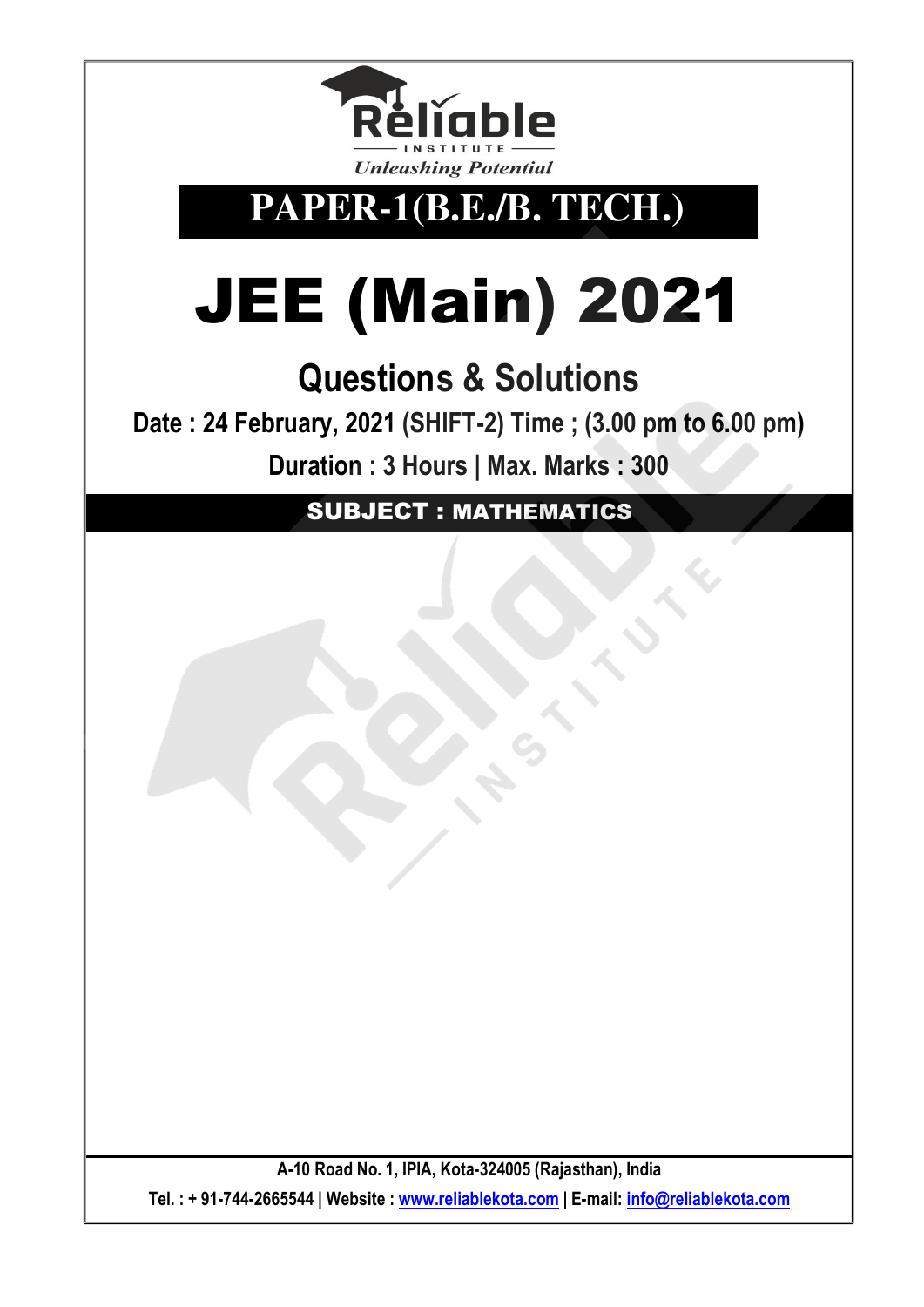**Reliable**

INSTITUTE

*Unleashing Potential*

## PAPER-1(B.E./B. TECH.)

# JEE (Main) 2021

## Questions & Solutions

**Date : 24 February, 2021 (SHIFT-2) Time ; (3.00 pm to 6.00 pm)**

**Duration : 3 Hours | Max. Marks : 300**

### SUBJECT : MATHEMATICS

A-10 Road No. 1, IPIA, Kota-324005 (Rajasthan), India

Tel. : + 91-744-2665544 | Website : www.reliablekota.com | E-mail: info@reliablekota.com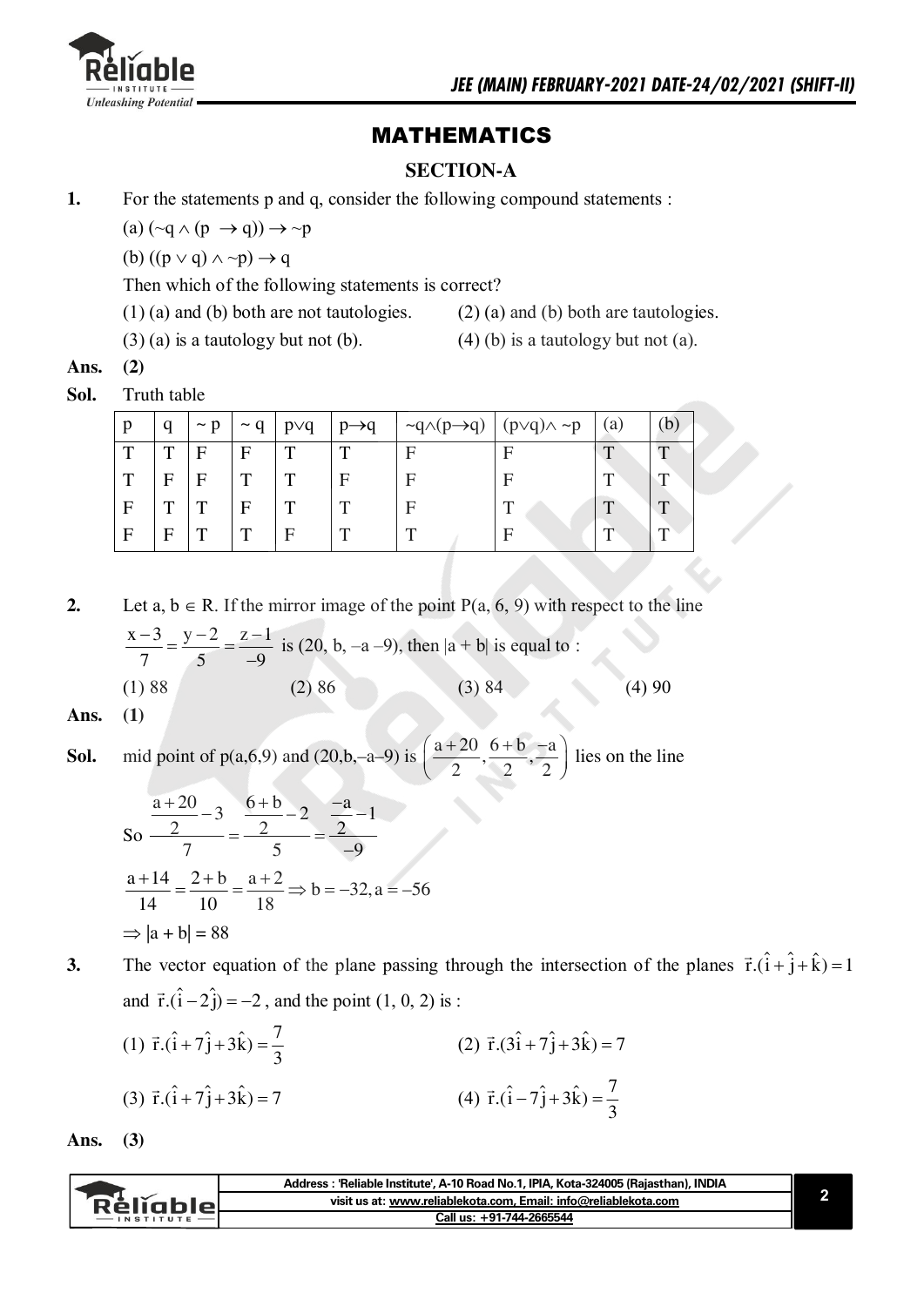# MATHEMATICS

## SECTION-A

**1.** For the statements p and q, consider the following compound statements :

(a) $(\sim q \wedge (p \rightarrow q)) \rightarrow \sim p$

(b) $((p \vee q) \wedge \sim p) \rightarrow q$

Then which of the following statements is correct?

(1) (a) and (b) both are not tautologies.
(2) (a) and (b) both are tautologies.
(3) (a) is a tautology but not (b).
(4) (b) is a tautology but not (a).

**Ans.** **(2)**

**Sol.** Truth table

| p | q | ~ p | ~ q | p∨q | p→q | ~q∧(p→q) | (p∨q)∧ ~p | (a) | (b) |
|---|---|---|---|---|---|---|---|---|---|
| T | T | F | F | T | T | F | F | T | T |
| T | F | F | T | T | F | F | F | T | T |
| F | T | T | F | T | T | F | T | T | T |
| F | F | T | T | F | T | T | F | T | T |

**2.** Let $a, b \in R$. If the mirror image of the point $P(a, 6, 9)$ with respect to the line $\frac{x-3}{7} = \frac{y-2}{5} = \frac{z-1}{-9}$ is $(20, b, -a-9)$, then $|a + b|$ is equal to :

(1) 88
(2) 86
(3) 84
(4) 90

**Ans.** **(1)**

**Sol.** mid point of $p(a,6,9)$ and $(20,b,-a-9)$ is $\left(\frac{a+20}{2}, \frac{6+b}{2}, \frac{-a}{2}\right)$ lies on the line

So $\frac{\frac{a+20}{2}-3}{7} = \frac{\frac{6+b}{2}-2}{5} = \frac{\frac{-a}{2}-1}{-9}$

$\frac{a+14}{14} = \frac{2+b}{10} = \frac{a+2}{18} \Rightarrow b = -32, a = -56$

$\Rightarrow |a + b| = 88$

**3.** The vector equation of the plane passing through the intersection of the planes $\vec{r}.(\hat{i}+\hat{j}+\hat{k}) = 1$ and $\vec{r}.(\hat{i}-2\hat{j}) = -2$, and the point $(1, 0, 2)$ is :

(1) $\vec{r}.(\hat{i}+7\hat{j}+3\hat{k}) = \frac{7}{3}$
(2) $\vec{r}.(3\hat{i}+7\hat{j}+3\hat{k}) = 7$
(3) $\vec{r}.(\hat{i}+7\hat{j}+3\hat{k}) = 7$
(4) $\vec{r}.(\hat{i}-7\hat{j}+3\hat{k}) = \frac{7}{3}$

**Ans.** **(3)**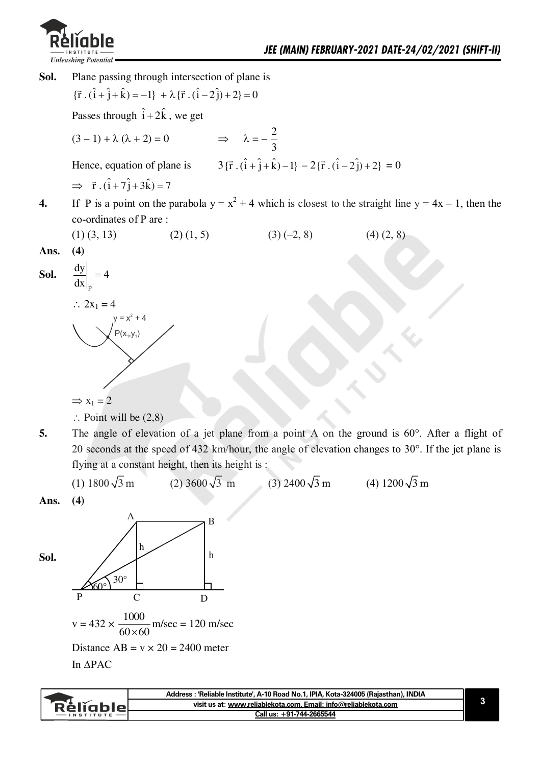**Sol.** Plane passing through intersection of plane is

$\{\vec{r}\,.\,(\hat{i}+\hat{j}+\hat{k}) = -1\} + \lambda\{\vec{r}\,.\,(\hat{i}-2\hat{j})+2\} = 0$

Passes through $\hat{i}+2\hat{k}$, we get

$(3-1) + \lambda\,(\lambda + 2) = 0 \qquad \Rightarrow \quad \lambda = -\dfrac{2}{3}$

Hence, equation of plane is $\qquad 3\{\vec{r}\,.\,(\hat{i}+\hat{j}+\hat{k})-1\} - 2\{\vec{r}\,.\,(\hat{i}-2\hat{j})+2\} = 0$

$\Rightarrow \ \vec{r}\,.\,(\hat{i}+7\hat{j}+3\hat{k}) = 7$

**4.** If P is a point on the parabola $y = x^2 + 4$ which is closest to the straight line $y = 4x - 1$, then the co-ordinates of P are :

(1) (3, 13) (2) (1, 5) (3) (–2, 8) (4) (2, 8)

**Ans.** **(4)**

**Sol.** $\left.\dfrac{dy}{dx}\right|_{p} = 4$

$\therefore\ 2x_1 = 4$

$y = x^2 + 4$

$P(x_1, y_1)$

$\Rightarrow x_1 = 2$

$\therefore$ Point will be (2,8)

**5.** The angle of elevation of a jet plane from a point A on the ground is 60°. After a flight of 20 seconds at the speed of 432 km/hour, the angle of elevation changes to 30°. If the jet plane is flying at a constant height, then its height is :

(1) $1800\sqrt{3}$ m (2) $3600\sqrt{3}$ m (3) $2400\sqrt{3}$ m (4) $1200\sqrt{3}$ m

**Ans.** **(4)**

**Sol.**

A, B, h, h, 60°, 30°, P, C, D

$v = 432 \times \dfrac{1000}{60 \times 60}$ m/sec = 120 m/sec

Distance AB = v × 20 = 2400 meter

In $\Delta$PAC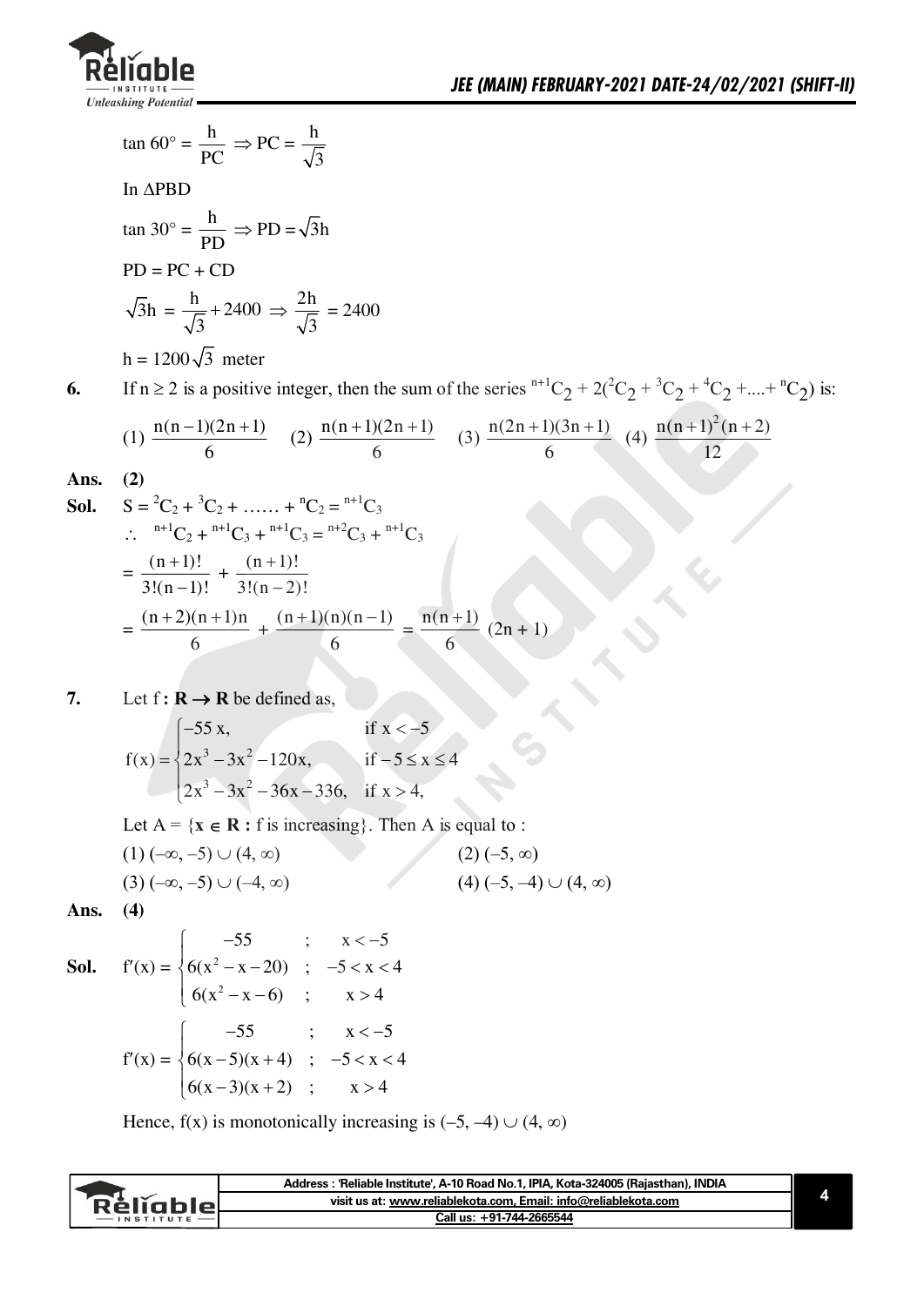$$\tan 60° = \frac{h}{PC} \Rightarrow PC = \frac{h}{\sqrt{3}}$$

In $\Delta PBD$

$$\tan 30° = \frac{h}{PD} \Rightarrow PD = \sqrt{3}h$$

$PD = PC + CD$

$$\sqrt{3}h = \frac{h}{\sqrt{3}} + 2400 \Rightarrow \frac{2h}{\sqrt{3}} = 2400$$

$h = 1200\sqrt{3}$ meter

**6.** If $n \geq 2$ is a positive integer, then the sum of the series ${}^{n+1}C_2 + 2({}^{2}C_2 + {}^{3}C_2 + {}^{4}C_2 + .... + {}^{n}C_2)$ is:

(1) $\frac{n(n-1)(2n+1)}{6}$ (2) $\frac{n(n+1)(2n+1)}{6}$ (3) $\frac{n(2n+1)(3n+1)}{6}$ (4) $\frac{n(n+1)^2(n+2)}{12}$

**Ans.** **(2)**

**Sol.** $S = {}^{2}C_2 + {}^{3}C_2 + \ldots\ldots + {}^{n}C_2 = {}^{n+1}C_3$

$\therefore \; {}^{n+1}C_2 + {}^{n+1}C_3 + {}^{n+1}C_3 = {}^{n+2}C_3 + {}^{n+1}C_3$

$$= \frac{(n+1)!}{3!(n-1)!} + \frac{(n+1)!}{3!(n-2)!}$$

$$= \frac{(n+2)(n+1)n}{6} + \frac{(n+1)(n)(n-1)}{6} = \frac{n(n+1)}{6}(2n+1)$$

**7.** Let $f : \mathbf{R} \rightarrow \mathbf{R}$ be defined as,

$$f(x) = \begin{cases} -55x, & \text{if } x < -5 \\ 2x^3 - 3x^2 - 120x, & \text{if } -5 \leq x \leq 4 \\ 2x^3 - 3x^2 - 36x - 336, & \text{if } x > 4, \end{cases}$$

Let $A = \{\mathbf{x} \in \mathbf{R} : f \text{ is increasing}\}$. Then A is equal to :

(1) $(-\infty, -5) \cup (4, \infty)$ (2) $(-5, \infty)$

(3) $(-\infty, -5) \cup (-4, \infty)$ (4) $(-5, -4) \cup (4, \infty)$

**Ans.** **(4)**

**Sol.**
$$f'(x) = \begin{cases} -55 & ; \quad x < -5 \\ 6(x^2 - x - 20) & ; \quad -5 < x < 4 \\ 6(x^2 - x - 6) & ; \quad x > 4 \end{cases}$$

$$f'(x) = \begin{cases} -55 & ; \quad x < -5 \\ 6(x-5)(x+4) & ; \quad -5 < x < 4 \\ 6(x-3)(x+2) & ; \quad x > 4 \end{cases}$$

Hence, f(x) is monotonically increasing is $(-5, -4) \cup (4, \infty)$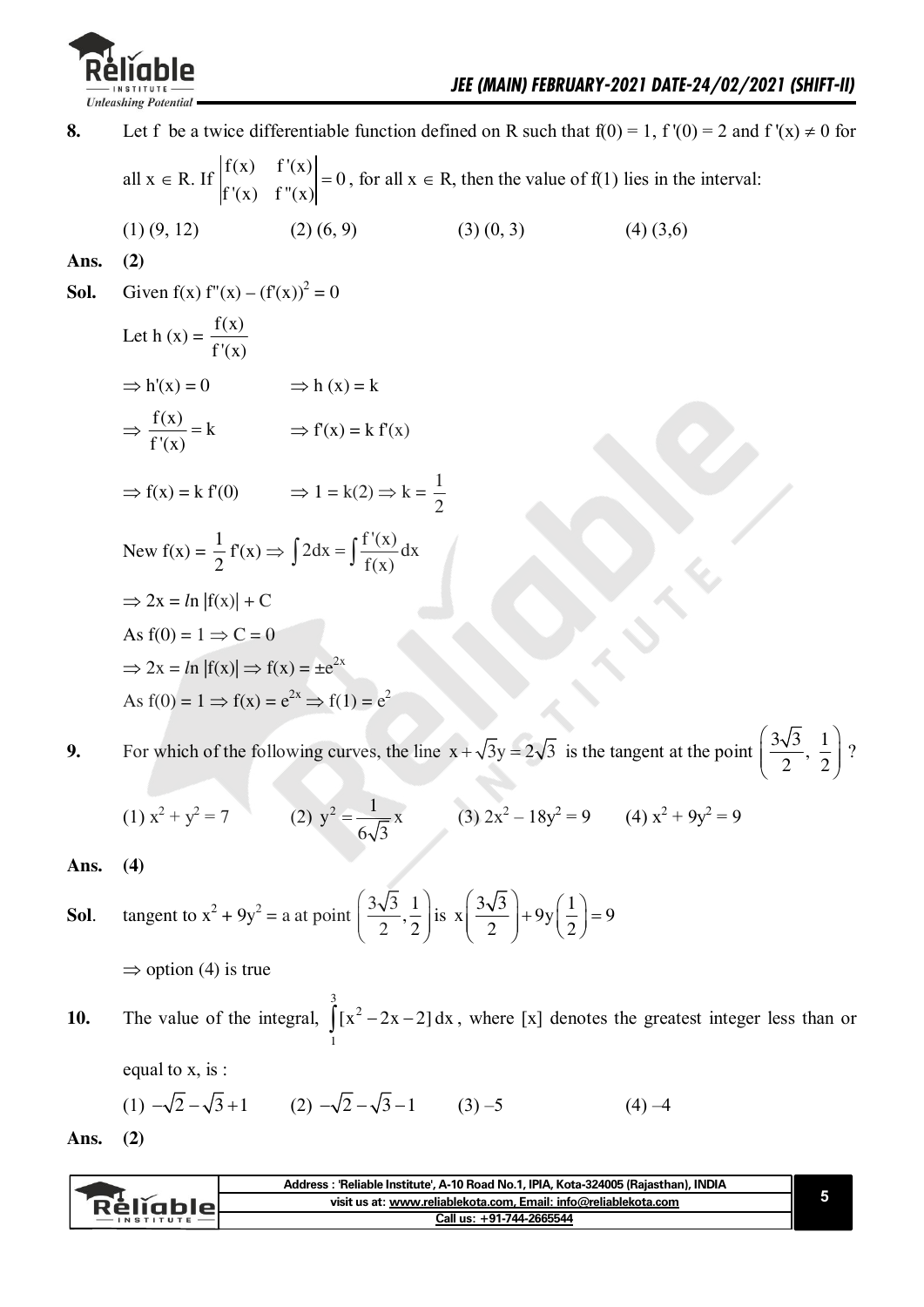**8.** Let f be a twice differentiable function defined on R such that f(0) = 1, f '(0) = 2 and f '(x) ≠ 0 for all $x \in R$. If $\begin{vmatrix} f(x) & f'(x) \\ f'(x) & f''(x) \end{vmatrix} = 0$, for all $x \in R$, then the value of f(1) lies in the interval:

(1) (9, 12) (2) (6, 9) (3) (0, 3) (4) (3,6)

**Ans.** **(2)**

**Sol.** Given $f(x) f''(x) - (f'(x))^2 = 0$

Let $h(x) = \dfrac{f(x)}{f'(x)}$

$\Rightarrow h'(x) = 0 \qquad \Rightarrow h(x) = k$

$\Rightarrow \dfrac{f(x)}{f'(x)} = k \qquad \Rightarrow f'(x) = k\, f'(x)$

$\Rightarrow f(x) = k\, f'(0) \qquad \Rightarrow 1 = k(2) \Rightarrow k = \dfrac{1}{2}$

New $f(x) = \dfrac{1}{2} f'(x) \Rightarrow \int 2dx = \int \dfrac{f'(x)}{f(x)} dx$

$\Rightarrow 2x = \ln |f(x)| + C$

As $f(0) = 1 \Rightarrow C = 0$

$\Rightarrow 2x = \ln |f(x)| \Rightarrow f(x) = \pm e^{2x}$

As $f(0) = 1 \Rightarrow f(x) = e^{2x} \Rightarrow f(1) = e^2$

**9.** For which of the following curves, the line $x + \sqrt{3}y = 2\sqrt{3}$ is the tangent at the point $\left(\dfrac{3\sqrt{3}}{2}, \dfrac{1}{2}\right)$?

(1) $x^2 + y^2 = 7$ (2) $y^2 = \dfrac{1}{6\sqrt{3}} x$ (3) $2x^2 - 18y^2 = 9$ (4) $x^2 + 9y^2 = 9$

**Ans.** **(4)**

**Sol.** tangent to $x^2 + 9y^2 = a$ at point $\left(\dfrac{3\sqrt{3}}{2}, \dfrac{1}{2}\right)$ is $x\left(\dfrac{3\sqrt{3}}{2}\right) + 9y\left(\dfrac{1}{2}\right) = 9$

$\Rightarrow$ option (4) is true

**10.** The value of the integral, $\int_1^3 [x^2 - 2x - 2]\, dx$, where [x] denotes the greatest integer less than or equal to x, is :

(1) $-\sqrt{2} - \sqrt{3} + 1$ (2) $-\sqrt{2} - \sqrt{3} - 1$ (3) $-5$ (4) $-4$

**Ans.** **(2)**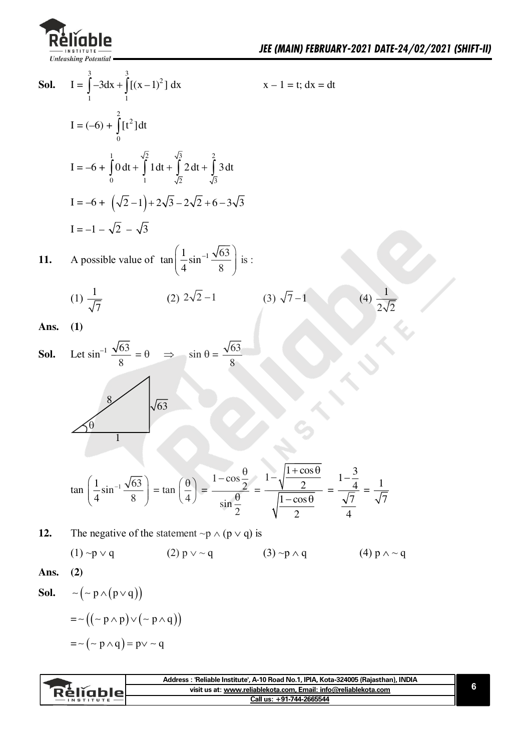**Sol.** $I = \int_1^3 -3dx + \int_1^3 [(x-1)^2]\, dx$ $\qquad x - 1 = t;\ dx = dt$

$I = (-6) + \int_0^2 [t^2] dt$

$I = -6 + \int_0^1 0\, dt + \int_1^{\sqrt{2}} 1\, dt + \int_{\sqrt{2}}^{\sqrt{3}} 2\, dt + \int_{\sqrt{3}}^{2} 3\, dt$

$I = -6 + \left(\sqrt{2} - 1\right) + 2\sqrt{3} - 2\sqrt{2} + 6 - 3\sqrt{3}$

$I = -1 - \sqrt{2} - \sqrt{3}$

**11.** A possible value of $\tan\left(\frac{1}{4}\sin^{-1}\frac{\sqrt{63}}{8}\right)$ is :

(1) $\frac{1}{\sqrt{7}}$ (2) $2\sqrt{2} - 1$ (3) $\sqrt{7} - 1$ (4) $\frac{1}{2\sqrt{2}}$

**Ans.** **(1)**

**Sol.** Let $\sin^{-1}\frac{\sqrt{63}}{8} = \theta \quad \Rightarrow \quad \sin\theta = \frac{\sqrt{63}}{8}$

(Right triangle with hypotenuse 8, opposite side $\sqrt{63}$, adjacent side 1, angle $\theta$)

$\tan\left(\frac{1}{4}\sin^{-1}\frac{\sqrt{63}}{8}\right) = \tan\left(\frac{\theta}{4}\right) = \frac{1 - \cos\frac{\theta}{2}}{\sin\frac{\theta}{2}} = \frac{1 - \sqrt{\frac{1+\cos\theta}{2}}}{\sqrt{\frac{1-\cos\theta}{2}}} = \frac{1 - \frac{3}{4}}{\frac{\sqrt{7}}{4}} = \frac{1}{\sqrt{7}}$

**12.** The negative of the statement $\sim p \wedge (p \vee q)$ is

(1) $\sim p \vee q$ (2) $p \vee \sim q$ (3) $\sim p \wedge q$ (4) $p \wedge \sim q$

**Ans.** **(2)**

**Sol.** $\sim\left(\sim p \wedge (p \vee q)\right)$

$= \sim\left((\sim p \wedge p) \vee (\sim p \wedge q)\right)$

$= \sim\left(\sim p \wedge q\right) = p \vee \sim q$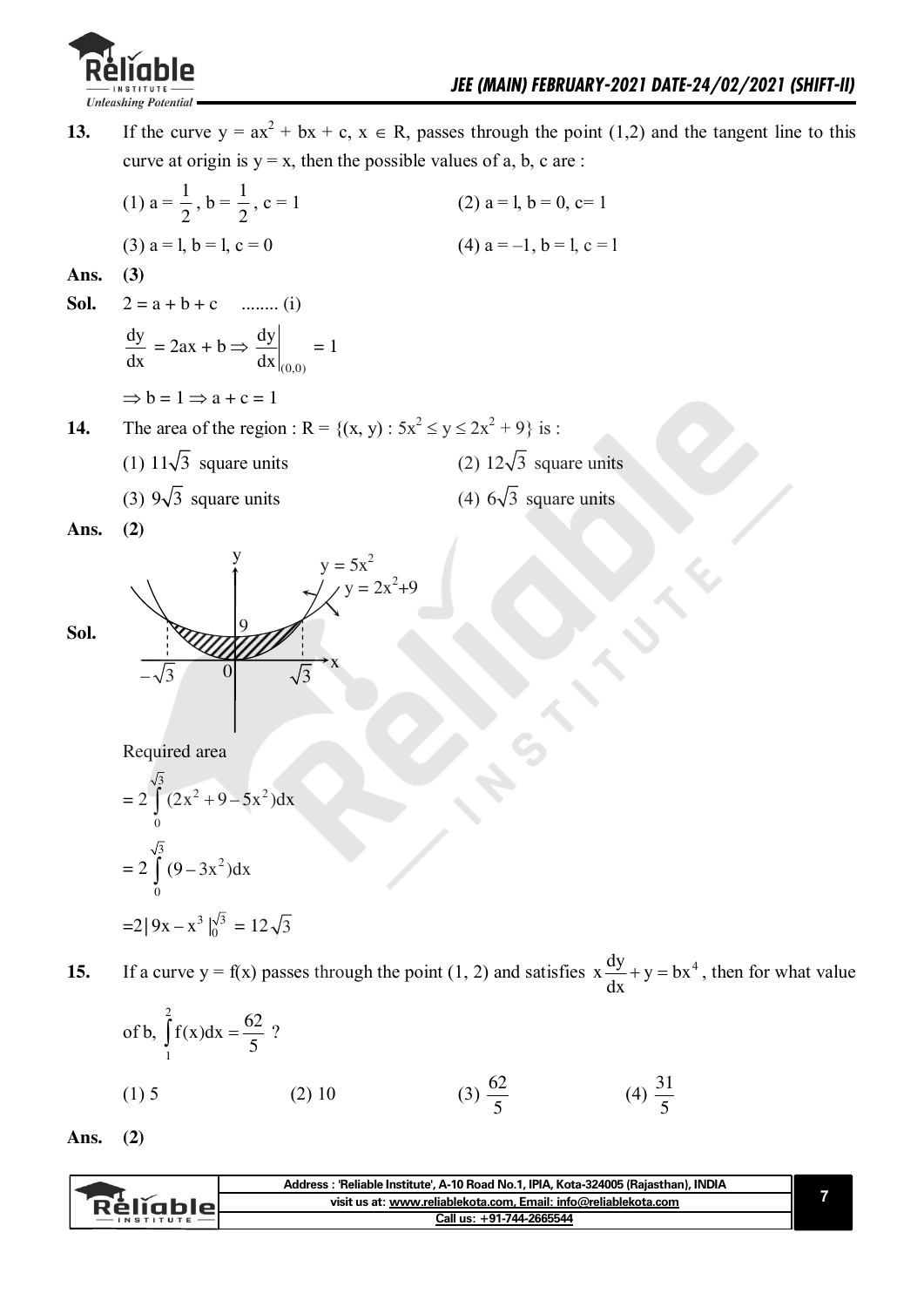**13.** If the curve $y = ax^2 + bx + c$, $x \in R$, passes through the point (1,2) and the tangent line to this curve at origin is $y = x$, then the possible values of a, b, c are :

(1) $a = \frac{1}{2}$, $b = \frac{1}{2}$, $c = 1$

(2) $a = 1$, $b = 0$, $c = 1$

(3) $a = 1$, $b = 1$, $c = 0$

(4) $a = -1$, $b = 1$, $c = 1$

**Ans.** **(3)**

**Sol.** $2 = a + b + c$ ........ (i)

$$\frac{dy}{dx} = 2ax + b \Rightarrow \left.\frac{dy}{dx}\right|_{(0,0)} = 1$$

$\Rightarrow b = 1 \Rightarrow a + c = 1$

**14.** The area of the region : $R = \{(x, y) : 5x^2 \le y \le 2x^2 + 9\}$ is :

(1) $11\sqrt{3}$ square units

(2) $12\sqrt{3}$ square units

(3) $9\sqrt{3}$ square units

(4) $6\sqrt{3}$ square units

**Ans.** **(2)**

**Sol.**

Required area

$$= 2\int_0^{\sqrt{3}} (2x^2 + 9 - 5x^2)dx$$

$$= 2\int_0^{\sqrt{3}} (9 - 3x^2)dx$$

$$= 2\left|9x - x^3\right|_0^{\sqrt{3}} = 12\sqrt{3}$$

**15.** If a curve $y = f(x)$ passes through the point (1, 2) and satisfies $x\frac{dy}{dx} + y = bx^4$, then for what value of b, $\int_1^2 f(x)dx = \frac{62}{5}$ ?

(1) 5

(2) 10

(3) $\frac{62}{5}$

(4) $\frac{31}{5}$

**Ans.** **(2)**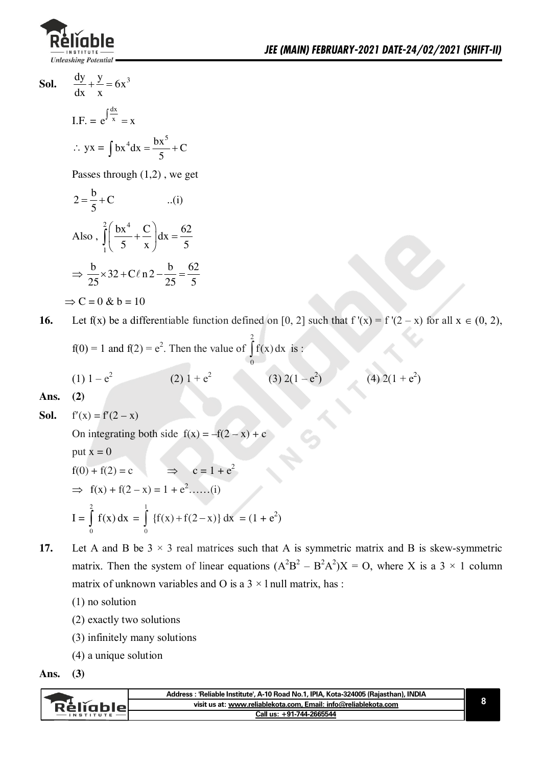**Sol.** $\frac{dy}{dx}+\frac{y}{x}=6x^3$

I.F. $= e^{\int \frac{dx}{x}} = x$

$\therefore$ yx $= \int bx^4 dx = \frac{bx^5}{5}+C$

Passes through (1,2) , we get

$2=\frac{b}{5}+C$ ..(i)

Also , $\int_1^2 \left(\frac{bx^4}{5}+\frac{C}{x}\right)dx = \frac{62}{5}$

$\Rightarrow \frac{b}{25}\times 32 + C\ell n2 - \frac{b}{25} = \frac{62}{5}$

$\Rightarrow C = 0$ & $b = 10$

**16.** Let f(x) be a differentiable function defined on [0, 2] such that $f'(x) = f'(2-x)$ for all $x \in (0, 2)$, $f(0) = 1$ and $f(2) = e^2$. Then the value of $\int_0^2 f(x)\,dx$ is :

(1) $1 - e^2$ (2) $1 + e^2$ (3) $2(1 - e^2)$ (4) $2(1 + e^2)$

**Ans.** **(2)**

**Sol.** $f'(x) = f'(2 - x)$

On integrating both side $f(x) = -f(2 - x) + c$

put $x = 0$

$f(0) + f(2) = c \quad \Rightarrow \quad c = 1 + e^2$

$\Rightarrow f(x) + f(2 - x) = 1 + e^2$……(i)

$I = \int_0^2 f(x)\,dx = \int_0^1 \{f(x)+f(2-x)\}\,dx = (1 + e^2)$

**17.** Let A and B be 3 × 3 real matrices such that A is symmetric matrix and B is skew-symmetric matrix. Then the system of linear equations $(A^2B^2 - B^2A^2)X = O$, where X is a 3 × 1 column matrix of unknown variables and O is a 3 × l null matrix, has :

(1) no solution

(2) exactly two solutions

(3) infinitely many solutions

(4) a unique solution

**Ans.** **(3)**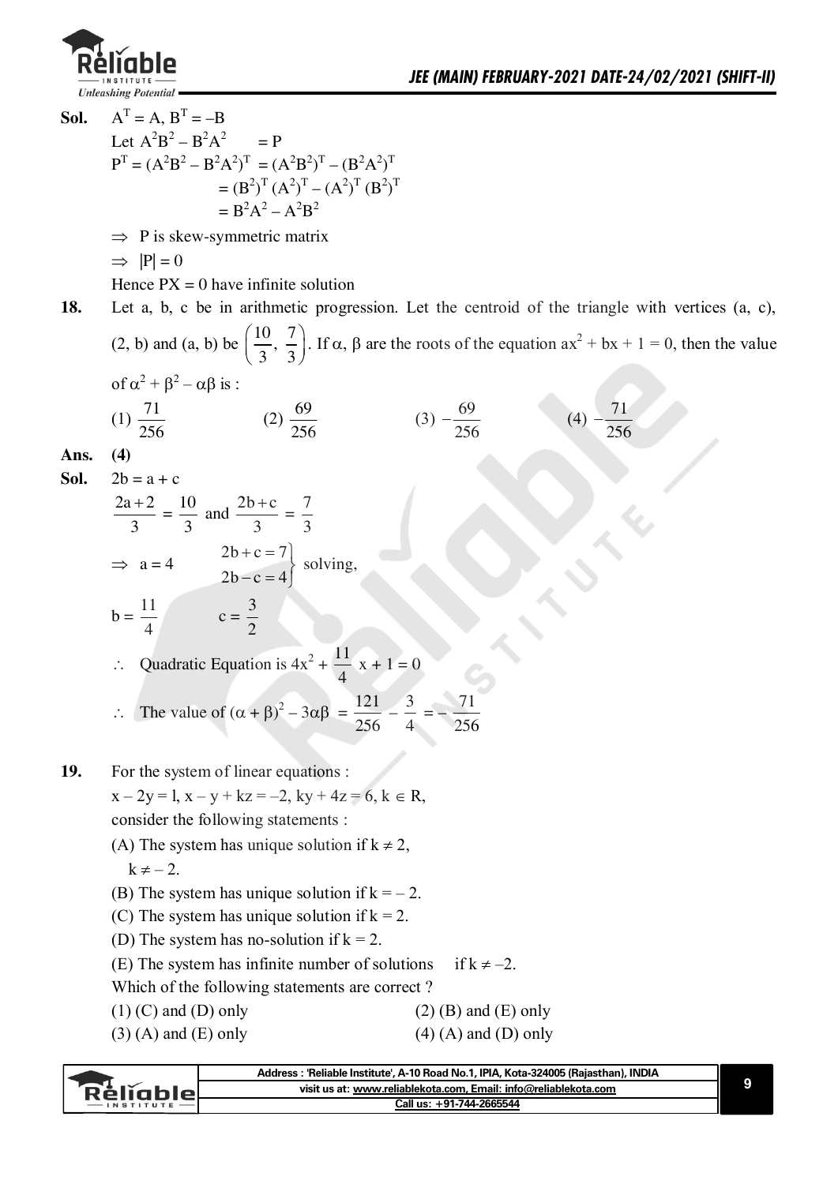**Sol.** $A^T = A, B^T = -B$

Let $A^2B^2 - B^2A^2 \quad = P$

$P^T = (A^2B^2 - B^2A^2)^T = (A^2B^2)^T - (B^2A^2)^T$

$= (B^2)^T (A^2)^T - (A^2)^T (B^2)^T$

$= B^2A^2 - A^2B^2$

$\Rightarrow$ P is skew-symmetric matrix

$\Rightarrow |P| = 0$

Hence PX = 0 have infinite solution

**18.** Let a, b, c be in arithmetic progression. Let the centroid of the triangle with vertices (a, c), (2, b) and (a, b) be $\left(\frac{10}{3}, \frac{7}{3}\right)$. If $\alpha, \beta$ are the roots of the equation $ax^2 + bx + 1 = 0$, then the value of $\alpha^2 + \beta^2 - \alpha\beta$ is :

(1) $\frac{71}{256}$ (2) $\frac{69}{256}$ (3) $-\frac{69}{256}$ (4) $-\frac{71}{256}$

**Ans.** **(4)**

**Sol.** $2b = a + c$

$\frac{2a+2}{3} = \frac{10}{3}$ and $\frac{2b+c}{3} = \frac{7}{3}$

$\Rightarrow a = 4 \qquad \left.\begin{matrix} 2b + c = 7 \\ 2b - c = 4 \end{matrix}\right\}$ solving,

$b = \frac{11}{4} \qquad c = \frac{3}{2}$

$\therefore$ Quadratic Equation is $4x^2 + \frac{11}{4}x + 1 = 0$

$\therefore$ The value of $(\alpha + \beta)^2 - 3\alpha\beta = \frac{121}{256} - \frac{3}{4} = -\frac{71}{256}$

**19.** For the system of linear equations :

$x - 2y = 1, x - y + kz = -2, ky + 4z = 6, k \in R,$

consider the following statements :

(A) The system has unique solution if $k \neq 2$, $k \neq -2$.

(B) The system has unique solution if $k = -2$.

(C) The system has unique solution if $k = 2$.

(D) The system has no-solution if $k = 2$.

(E) The system has infinite number of solutions if $k \neq -2$.

Which of the following statements are correct ?

(1) (C) and (D) only (2) (B) and (E) only

(3) (A) and (E) only (4) (A) and (D) only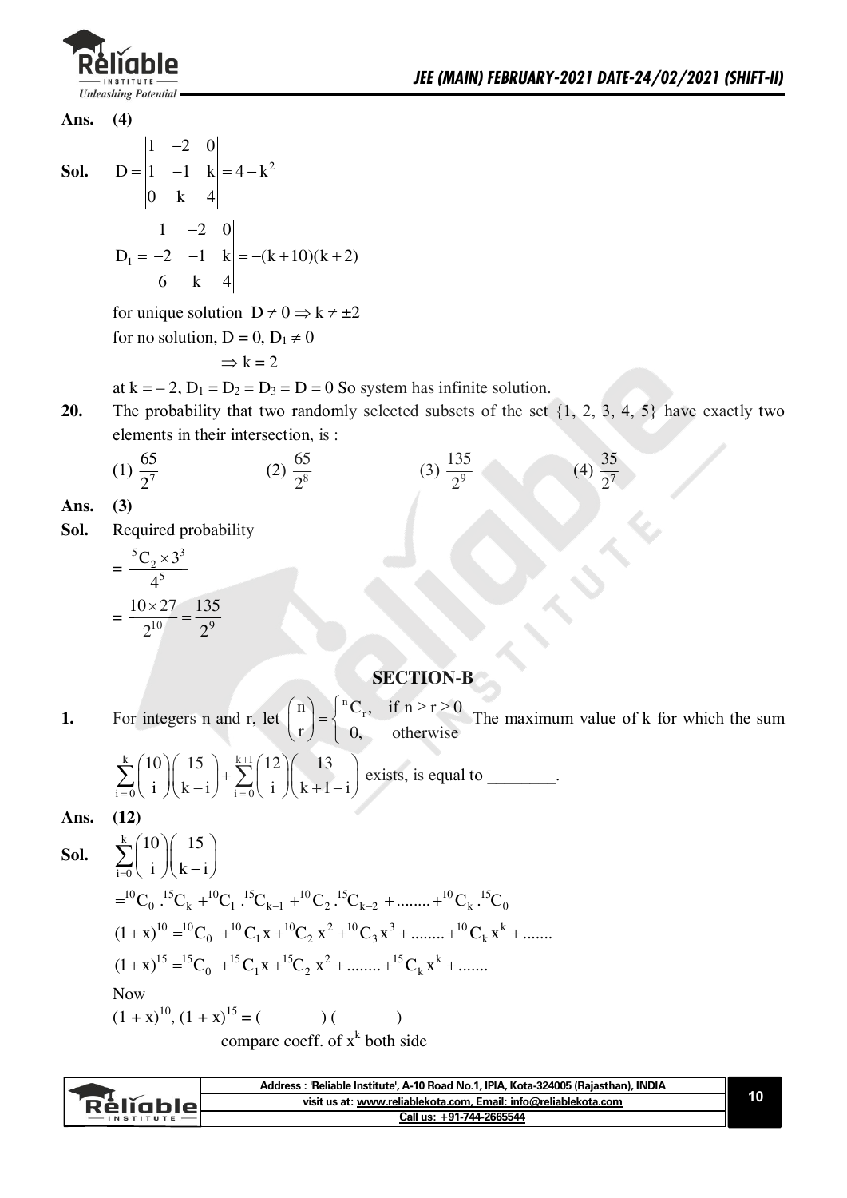**Ans.** **(4)**

**Sol.** $$D = \begin{vmatrix} 1 & -2 & 0 \\ 1 & -1 & k \\ 0 & k & 4 \end{vmatrix} = 4 - k^2$$

$$D_1 = \begin{vmatrix} 1 & -2 & 0 \\ -2 & -1 & k \\ 6 & k & 4 \end{vmatrix} = -(k+10)(k+2)$$

for unique solution $D \neq 0 \Rightarrow k \neq \pm 2$

for no solution, $D = 0$, $D_1 \neq 0$

$\Rightarrow k = 2$

at $k = -2$, $D_1 = D_2 = D_3 = D = 0$ So system has infinite solution.

**20.** The probability that two randomly selected subsets of the set {1, 2, 3, 4, 5} have exactly two elements in their intersection, is :

(1) $\frac{65}{2^7}$ (2) $\frac{65}{2^8}$ (3) $\frac{135}{2^9}$ (4) $\frac{35}{2^7}$

**Ans.** **(3)**

**Sol.** Required probability

$$= \frac{{}^5C_2 \times 3^3}{4^5}$$

$$= \frac{10 \times 27}{2^{10}} = \frac{135}{2^9}$$

## SECTION-B

**1.** For integers n and r, let $\binom{n}{r} = \begin{cases} {}^nC_r, & \text{if } n \geq r \geq 0 \\ 0, & \text{otherwise} \end{cases}$ The maximum value of k for which the sum $\sum_{i=0}^{k} \binom{10}{i}\binom{15}{k-i} + \sum_{i=0}^{k+1} \binom{12}{i}\binom{13}{k+1-i}$ exists, is equal to ________.

**Ans.** **(12)**

**Sol.** $$\sum_{i=0}^{k} \binom{10}{i}\binom{15}{k-i}$$

$$= {}^{10}C_0 \, . {}^{15}C_k + {}^{10}C_1 \, . {}^{15}C_{k-1} + {}^{10}C_2 \, . {}^{15}C_{k-2} + \ldots\ldots + {}^{10}C_k \, . {}^{15}C_0$$

$$(1+x)^{10} = {}^{10}C_0 + {}^{10}C_1 x + {}^{10}C_2 x^2 + {}^{10}C_3 x^3 + \ldots\ldots + {}^{10}C_k x^k + \ldots\ldots$$

$$(1+x)^{15} = {}^{15}C_0 + {}^{15}C_1 x + {}^{15}C_2 x^2 + \ldots\ldots + {}^{15}C_k x^k + \ldots\ldots$$

Now

$(1 + x)^{10}, (1 + x)^{15} = (\quad\quad)(\quad\quad)$

compare coeff. of $x^k$ both side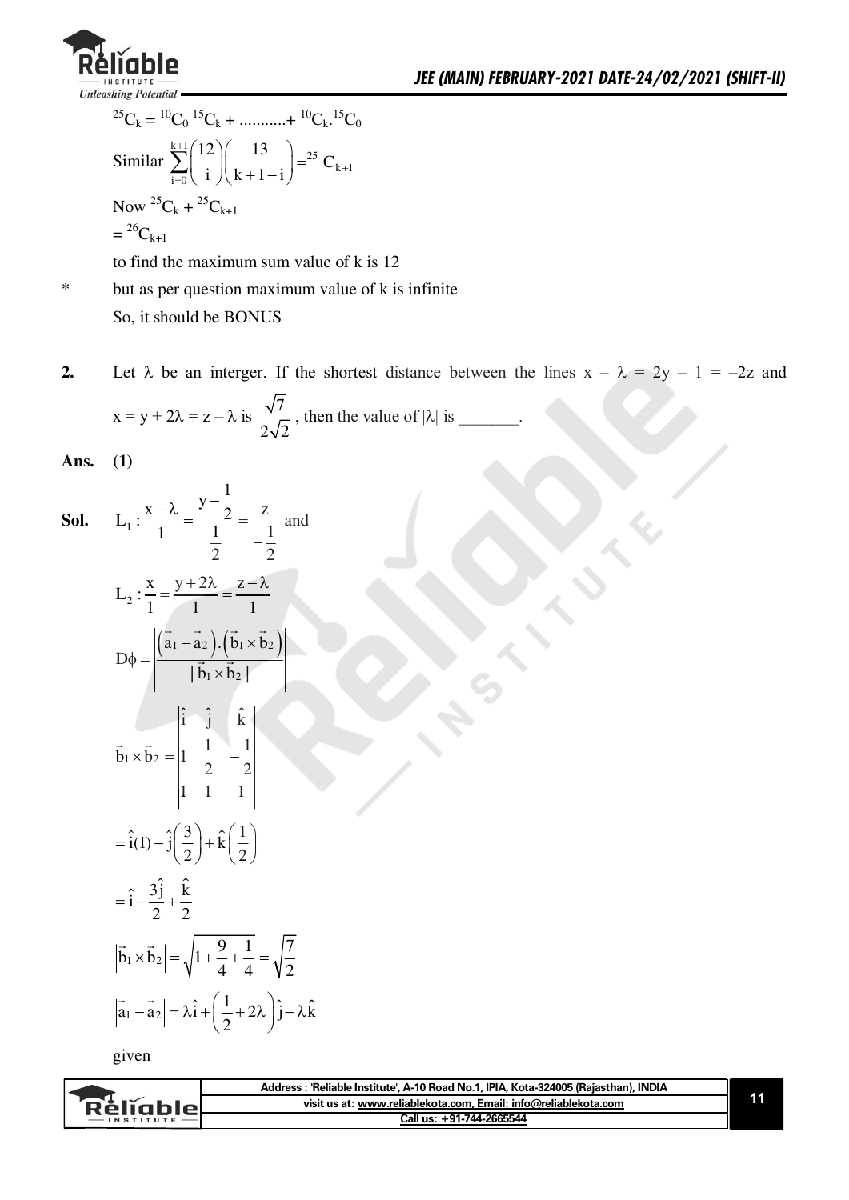$${}^{25}C_k = {}^{10}C_0\, {}^{15}C_k + \ldots\ldots\ldots.. + {}^{10}C_k . {}^{15}C_0$$

Similar $\displaystyle\sum_{i=0}^{k+1} \binom{12}{i}\binom{13}{k+1-i} = {}^{25}C_{k+1}$

Now ${}^{25}C_k + {}^{25}C_{k+1}$

$= {}^{26}C_{k+1}$

to find the maximum sum value of k is 12

* but as per question maximum value of k is infinite

So, it should be BONUS

**2.** Let $\lambda$ be an interger. If the shortest distance between the lines $x - \lambda = 2y - 1 = -2z$ and $x = y + 2\lambda = z - \lambda$ is $\dfrac{\sqrt{7}}{2\sqrt{2}}$, then the value of $|\lambda|$ is _______.

**Ans.** **(1)**

**Sol.** $L_1 : \dfrac{x-\lambda}{1} = \dfrac{y-\frac{1}{2}}{\frac{1}{2}} = \dfrac{z}{-\frac{1}{2}}$ and

$$L_2 : \frac{x}{1} = \frac{y+2\lambda}{1} = \frac{z-\lambda}{1}$$

$$D\phi = \left|\frac{(\vec{a}_1 - \vec{a}_2).(\vec{b}_1 \times \vec{b}_2)}{|\vec{b}_1 \times \vec{b}_2|}\right|$$

$$\vec{b}_1 \times \vec{b}_2 = \begin{vmatrix} \hat{i} & \hat{j} & \hat{k} \\ 1 & \frac{1}{2} & -\frac{1}{2} \\ 1 & 1 & 1 \end{vmatrix}$$

$$= \hat{i}(1) - \hat{j}\left(\frac{3}{2}\right) + \hat{k}\left(\frac{1}{2}\right)$$

$$= \hat{i} - \frac{3\hat{j}}{2} + \frac{\hat{k}}{2}$$

$$\left|\vec{b}_1 \times \vec{b}_2\right| = \sqrt{1 + \frac{9}{4} + \frac{1}{4}} = \sqrt{\frac{7}{2}}$$

$$\left|\vec{a}_1 - \vec{a}_2\right| = \lambda\hat{i} + \left(\frac{1}{2} + 2\lambda\right)\hat{j} - \lambda\hat{k}$$

given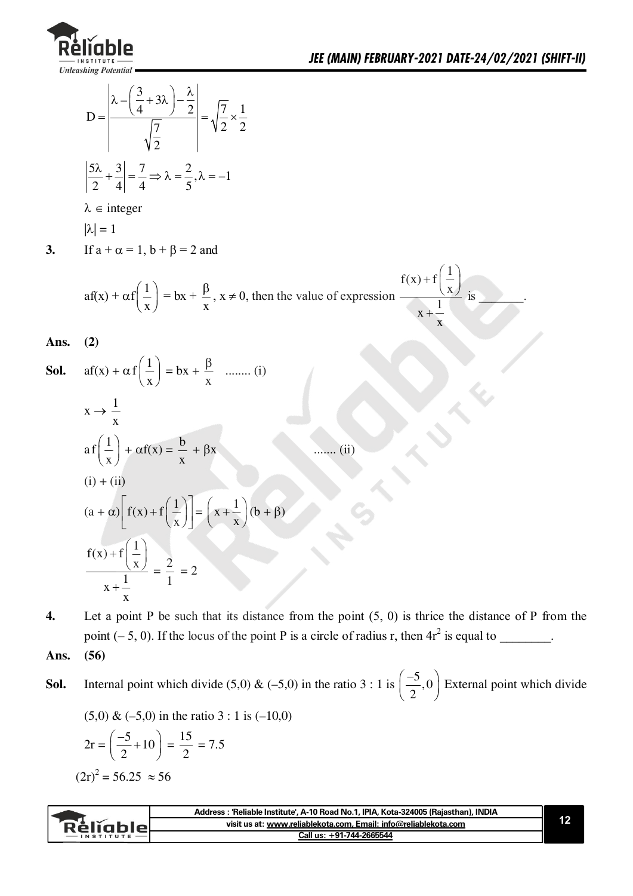$$D = \left| \frac{\lambda - \left(\frac{3}{4} + 3\lambda\right) - \frac{\lambda}{2}}{\sqrt{\frac{7}{2}}} \right| = \sqrt{\frac{7}{2}} \times \frac{1}{2}$$

$$\left| \frac{5\lambda}{2} + \frac{3}{4} \right| = \frac{7}{4} \Rightarrow \lambda = \frac{2}{5}, \lambda = -1$$

$\lambda \in$ integer

$|\lambda| = 1$

**3.** If $a + \alpha = 1$, $b + \beta = 2$ and

$af(x) + \alpha f\left(\frac{1}{x}\right) = bx + \frac{\beta}{x}$, $x \neq 0$, then the value of expression $\dfrac{f(x) + f\left(\frac{1}{x}\right)}{x + \frac{1}{x}}$ is _______.

**Ans.** **(2)**

**Sol.** $af(x) + \alpha f\left(\frac{1}{x}\right) = bx + \frac{\beta}{x}$ ........ (i)

$x \to \frac{1}{x}$

$af\left(\frac{1}{x}\right) + \alpha f(x) = \frac{b}{x} + \beta x$ ....... (ii)

(i) + (ii)

$$(a + \alpha)\left[f(x) + f\left(\frac{1}{x}\right)\right] = \left(x + \frac{1}{x}\right)(b + \beta)$$

$$\frac{f(x) + f\left(\frac{1}{x}\right)}{x + \frac{1}{x}} = \frac{2}{1} = 2$$

**4.** Let a point P be such that its distance from the point (5, 0) is thrice the distance of P from the point (– 5, 0). If the locus of the point P is a circle of radius r, then $4r^2$ is equal to ________.

**Ans.** **(56)**

**Sol.** Internal point which divide (5,0) & (–5,0) in the ratio 3 : 1 is $\left(\frac{-5}{2}, 0\right)$ External point which divide (5,0) & (–5,0) in the ratio 3 : 1 is (–10,0)

$$2r = \left(\frac{-5}{2} + 10\right) = \frac{15}{2} = 7.5$$

$$(2r)^2 = 56.25 \approx 56$$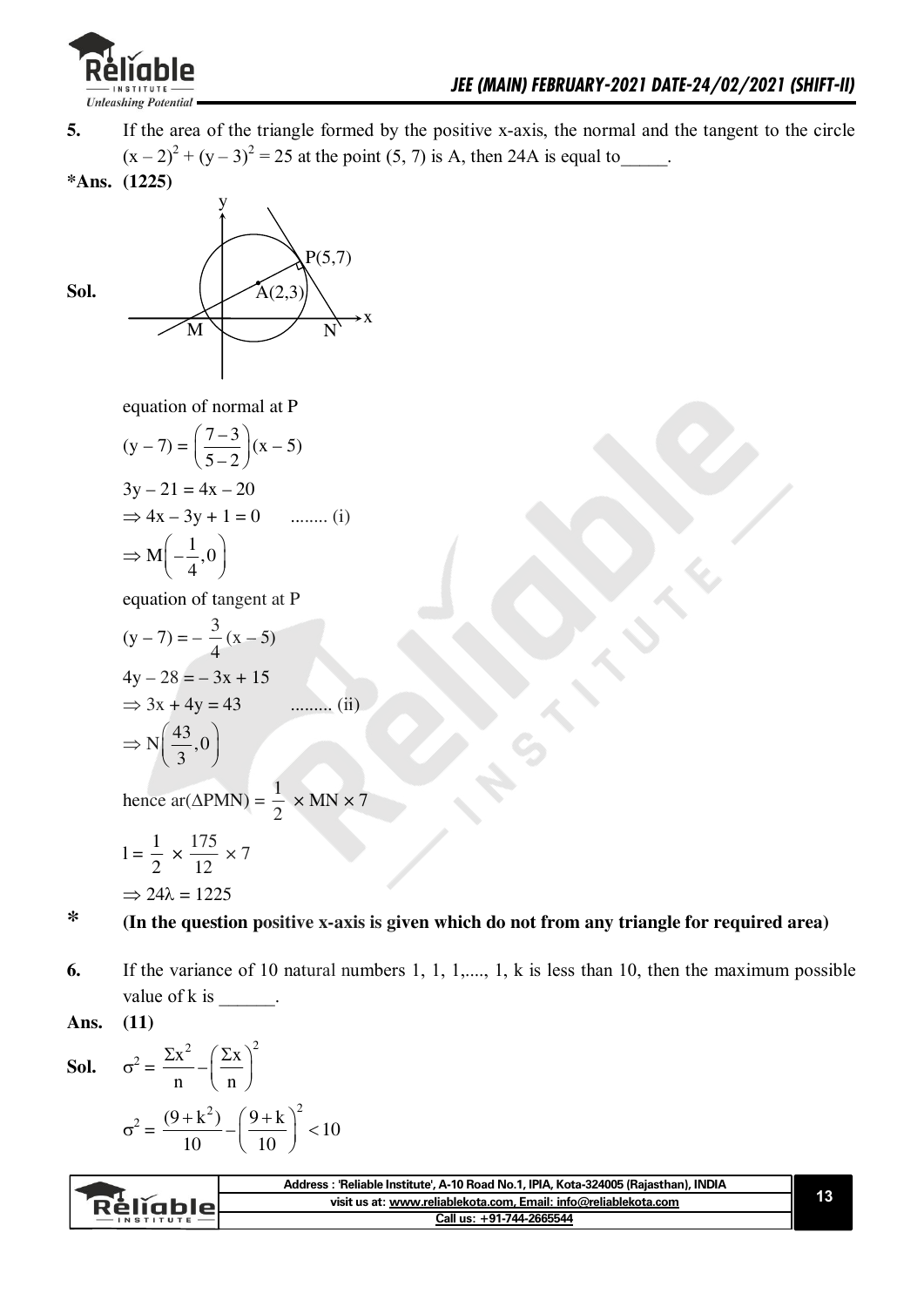**5.** If the area of the triangle formed by the positive x-axis, the normal and the tangent to the circle $(x-2)^2 + (y-3)^2 = 25$ at the point (5, 7) is A, then 24A is equal to_____.

***Ans. (1225)**

**Sol.**

equation of normal at P

$$(y-7) = \left(\frac{7-3}{5-2}\right)(x-5)$$

$$3y - 21 = 4x - 20$$

$$\Rightarrow 4x - 3y + 1 = 0 \quad \text{........ (i)}$$

$$\Rightarrow M\left(-\frac{1}{4}, 0\right)$$

equation of tangent at P

$$(y-7) = -\frac{3}{4}(x-5)$$

$$4y - 28 = -3x + 15$$

$$\Rightarrow 3x + 4y = 43 \quad \text{......... (ii)}$$

$$\Rightarrow N\left(\frac{43}{3}, 0\right)$$

hence ar($\Delta$PMN) = $\frac{1}{2} \times \text{MN} \times 7$

$$l = \frac{1}{2} \times \frac{175}{12} \times 7$$

$$\Rightarrow 24\lambda = 1225$$

**\* (In the question positive x-axis is given which do not from any triangle for required area)**

**6.** If the variance of 10 natural numbers 1, 1, 1,...., 1, k is less than 10, then the maximum possible value of k is ______.

**Ans. (11)**

**Sol.** $\sigma^2 = \frac{\Sigma x^2}{n} - \left(\frac{\Sigma x}{n}\right)^2$

$$\sigma^2 = \frac{(9+k^2)}{10} - \left(\frac{9+k}{10}\right)^2 < 10$$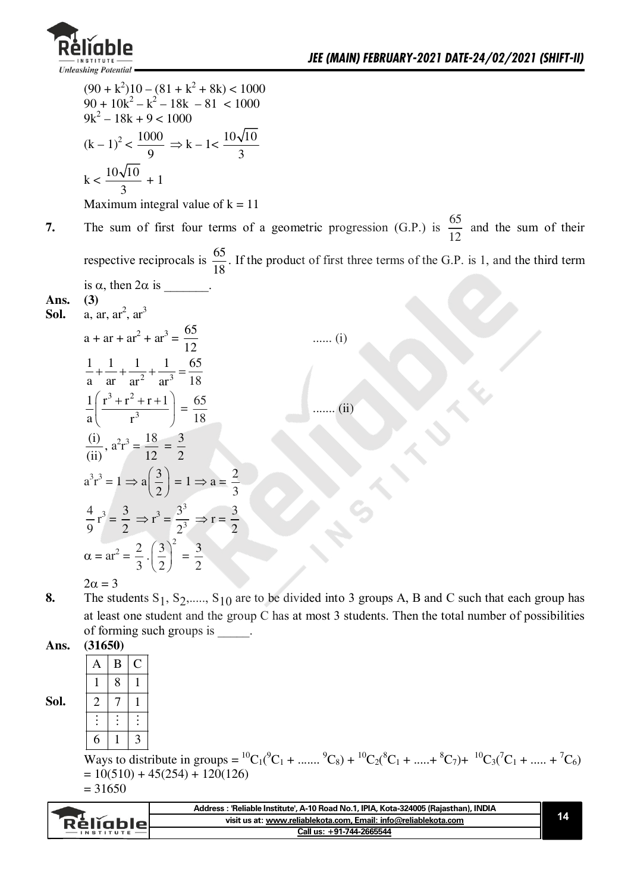$(90 + k^2)10 - (81 + k^2 + 8k) < 1000$

$90 + 10k^2 - k^2 - 18k - 81 < 1000$

$9k^2 - 18k + 9 < 1000$

$(k-1)^2 < \dfrac{1000}{9} \Rightarrow k - 1 < \dfrac{10\sqrt{10}}{3}$

$k < \dfrac{10\sqrt{10}}{3} + 1$

Maximum integral value of $k = 11$

**7.** The sum of first four terms of a geometric progression (G.P.) is $\dfrac{65}{12}$ and the sum of their respective reciprocals is $\dfrac{65}{18}$. If the product of first three terms of the G.P. is 1, and the third term is $\alpha$, then $2\alpha$ is _______.

**Ans.** **(3)**

**Sol.** $a, ar, ar^2, ar^3$

$a + ar + ar^2 + ar^3 = \dfrac{65}{12}$ ...... (i)

$\dfrac{1}{a} + \dfrac{1}{ar} + \dfrac{1}{ar^2} + \dfrac{1}{ar^3} = \dfrac{65}{18}$

$\dfrac{1}{a}\left(\dfrac{r^3 + r^2 + r + 1}{r^3}\right) = \dfrac{65}{18}$ ....... (ii)

$\dfrac{(i)}{(ii)}, a^2r^3 = \dfrac{18}{12} = \dfrac{3}{2}$

$a^3r^3 = 1 \Rightarrow a\left(\dfrac{3}{2}\right) = 1 \Rightarrow a = \dfrac{2}{3}$

$\dfrac{4}{9}r^3 = \dfrac{3}{2} \Rightarrow r^3 = \dfrac{3^3}{2^3} \Rightarrow r = \dfrac{3}{2}$

$\alpha = ar^2 = \dfrac{2}{3}\cdot\left(\dfrac{3}{2}\right)^2 = \dfrac{3}{2}$

$2\alpha = 3$

**8.** The students $S_1, S_2, \ldots, S_{10}$ are to be divided into 3 groups A, B and C such that each group has at least one student and the group C has at most 3 students. Then the total number of possibilities of forming such groups is _____.

**Ans.** **(31650)**

**Sol.**

| A | B | C |
|---|---|---|
| 1 | 8 | 1 |
| 2 | 7 | 1 |
| ⋮ | ⋮ | ⋮ |
| 6 | 1 | 3 |

Ways to distribute in groups $= {}^{10}C_1({}^9C_1 + \ldots\ldots\ {}^9C_8) + {}^{10}C_2({}^8C_1 + \ldots\ldots + {}^8C_7) + {}^{10}C_3({}^7C_1 + \ldots\ldots + {}^7C_6)$

$= 10(510) + 45(254) + 120(126)$

$= 31650$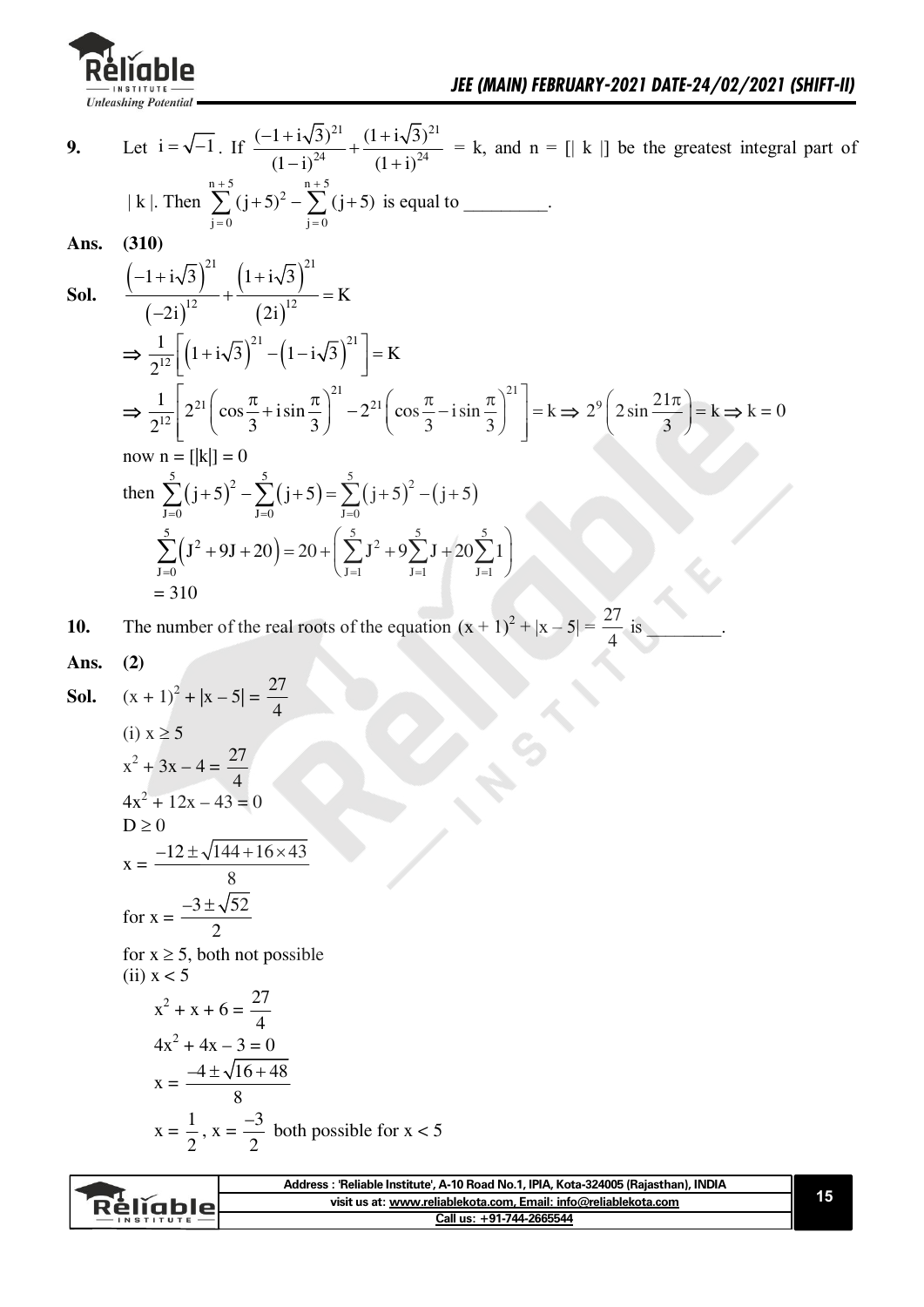**9.** Let $i = \sqrt{-1}$. If $\frac{(-1+i\sqrt{3})^{21}}{(1-i)^{24}} + \frac{(1+i\sqrt{3})^{21}}{(1+i)^{24}}$ = k, and n = [| k |] be the greatest integral part of | k |. Then $\sum_{j=0}^{n+5}(j+5)^2 - \sum_{j=0}^{n+5}(j+5)$ is equal to ________.

**Ans.** **(310)**

**Sol.**
$$\frac{\left(-1+i\sqrt{3}\right)^{21}}{\left(-2i\right)^{12}} + \frac{\left(1+i\sqrt{3}\right)^{21}}{\left(2i\right)^{12}} = K$$

$$\Rightarrow \frac{1}{2^{12}}\left[\left(1+i\sqrt{3}\right)^{21} - \left(1-i\sqrt{3}\right)^{21}\right] = K$$

$$\Rightarrow \frac{1}{2^{12}}\left[2^{21}\left(\cos\frac{\pi}{3}+i\sin\frac{\pi}{3}\right)^{21} - 2^{21}\left(\cos\frac{\pi}{3}-i\sin\frac{\pi}{3}\right)^{21}\right] = k \Rightarrow 2^9\left(2\sin\frac{21\pi}{3}\right) = k \Rightarrow k = 0$$

now n = [|k|] = 0

then $\sum_{J=0}^{5}(j+5)^2 - \sum_{J=0}^{5}(j+5) = \sum_{J=0}^{5}(j+5)^2 - (j+5)$

$$\sum_{J=0}^{5}\left(J^2+9J+20\right) = 20 + \left(\sum_{J=1}^{5}J^2 + 9\sum_{J=1}^{5}J + 20\sum_{J=1}^{5}1\right)$$

$= 310$

**10.** The number of the real roots of the equation $(x+1)^2 + |x-5| = \frac{27}{4}$ is ________.

**Ans.** **(2)**

**Sol.** $(x+1)^2 + |x-5| = \frac{27}{4}$

(i) $x \geq 5$

$x^2 + 3x - 4 = \frac{27}{4}$

$4x^2 + 12x - 43 = 0$

$D \geq 0$

$x = \frac{-12 \pm \sqrt{144 + 16 \times 43}}{8}$

for $x = \frac{-3 \pm \sqrt{52}}{2}$

for $x \geq 5$, both not possible

(ii) $x < 5$

$x^2 + x + 6 = \frac{27}{4}$

$4x^2 + 4x - 3 = 0$

$x = \frac{-4 \pm \sqrt{16+48}}{8}$

$x = \frac{1}{2}$, $x = \frac{-3}{2}$ both possible for $x < 5$